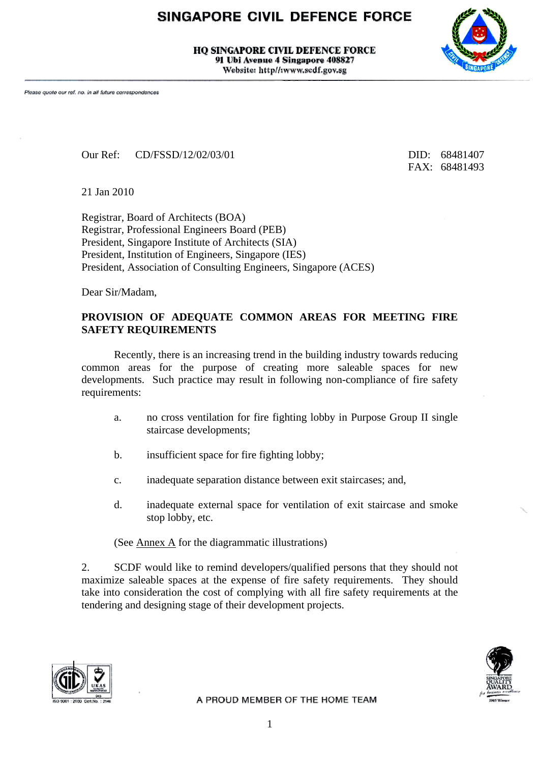# SINGAPORE CIVIL DEFENCE FORCE

**HQ SINGAPORE CIVIL DEFENCE FORCE**
**91 Ubi Avenue 4 Singapore 408827**
**Website: http//:www.scdf.gov.sg**

*Please quote our ref. no. in all future correspondences*

Our Ref: CD/FSSD/12/02/03/01

DID: 68481407
FAX: 68481493

21 Jan 2010

Registrar, Board of Architects (BOA)
Registrar, Professional Engineers Board (PEB)
President, Singapore Institute of Architects (SIA)
President, Institution of Engineers, Singapore (IES)
President, Association of Consulting Engineers, Singapore (ACES)

Dear Sir/Madam,

**PROVISION OF ADEQUATE COMMON AREAS FOR MEETING FIRE SAFETY REQUIREMENTS**

Recently, there is an increasing trend in the building industry towards reducing common areas for the purpose of creating more saleable spaces for new developments. Such practice may result in following non-compliance of fire safety requirements:

a. no cross ventilation for fire fighting lobby in Purpose Group II single staircase developments;

b. insufficient space for fire fighting lobby;

c. inadequate separation distance between exit staircases; and,

d. inadequate external space for ventilation of exit staircase and smoke stop lobby, etc.

(See Annex A for the diagrammatic illustrations)

2. SCDF would like to remind developers/qualified persons that they should not maximize saleable spaces at the expense of fire safety requirements. They should take into consideration the cost of complying with all fire safety requirements at the tendering and designing stage of their development projects.

A PROUD MEMBER OF THE HOME TEAM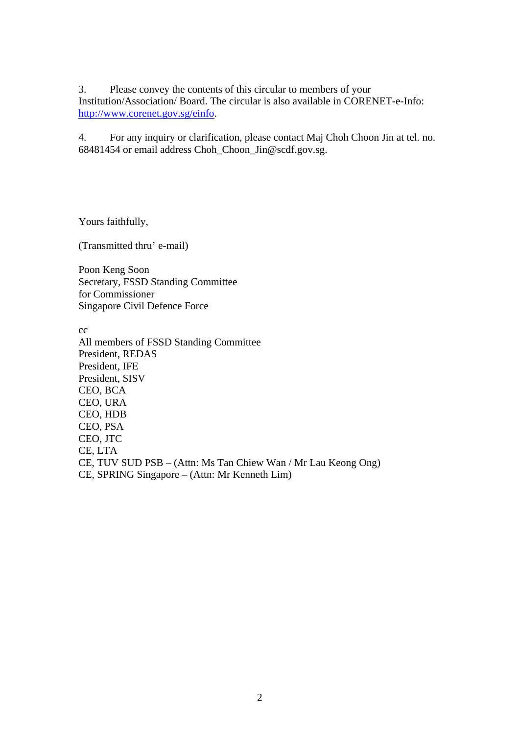3. Please convey the contents of this circular to members of your Institution/Association/ Board. The circular is also available in CORENET-e-Info: [http://www.corenet.gov.sg/einfo](http://www.corenet.gov.sg/einfo).

4. For any inquiry or clarification, please contact Maj Choh Choon Jin at tel. no. 68481454 or email address Choh_Choon_Jin@scdf.gov.sg.

Yours faithfully,

(Transmitted thru' e-mail)

Poon Keng Soon
Secretary, FSSD Standing Committee
for Commissioner
Singapore Civil Defence Force

cc
All members of FSSD Standing Committee
President, REDAS
President, IFE
President, SISV
CEO, BCA
CEO, URA
CEO, HDB
CEO, PSA
CEO, JTC
CE, LTA
CE, TUV SUD PSB – (Attn: Ms Tan Chiew Wan / Mr Lau Keong Ong)
CE, SPRING Singapore – (Attn: Mr Kenneth Lim)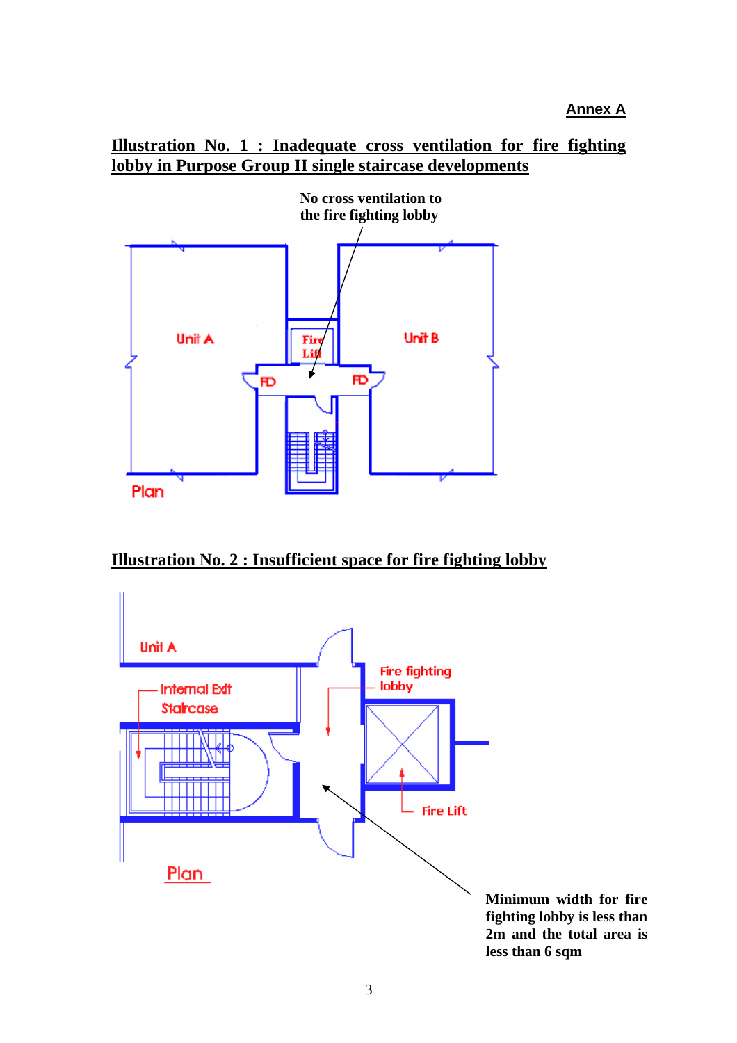**Annex A**

## Illustration No. 1 : Inadequate cross ventilation for fire fighting lobby in Purpose Group II single staircase developments

No cross ventilation to the fire fighting lobby

Unit A

Fire Lift

Unit B

FD

FD

Plan

## Illustration No. 2 : Insufficient space for fire fighting lobby

Unit A

Internal Exit Staircase

Fire fighting lobby

Fire Lift

Plan

Minimum width for fire fighting lobby is less than 2m and the total area is less than 6 sqm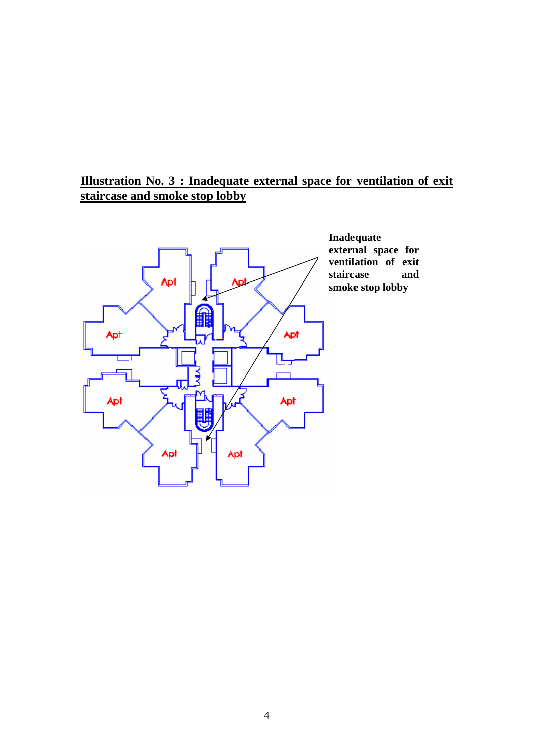**Illustration No. 3 : Inadequate external space for ventilation of exit staircase and smoke stop lobby**

Inadequate external space for ventilation of exit staircase and smoke stop lobby

Apt

Apt

Apt

Apt

Apt

Apt

Apt

Apt